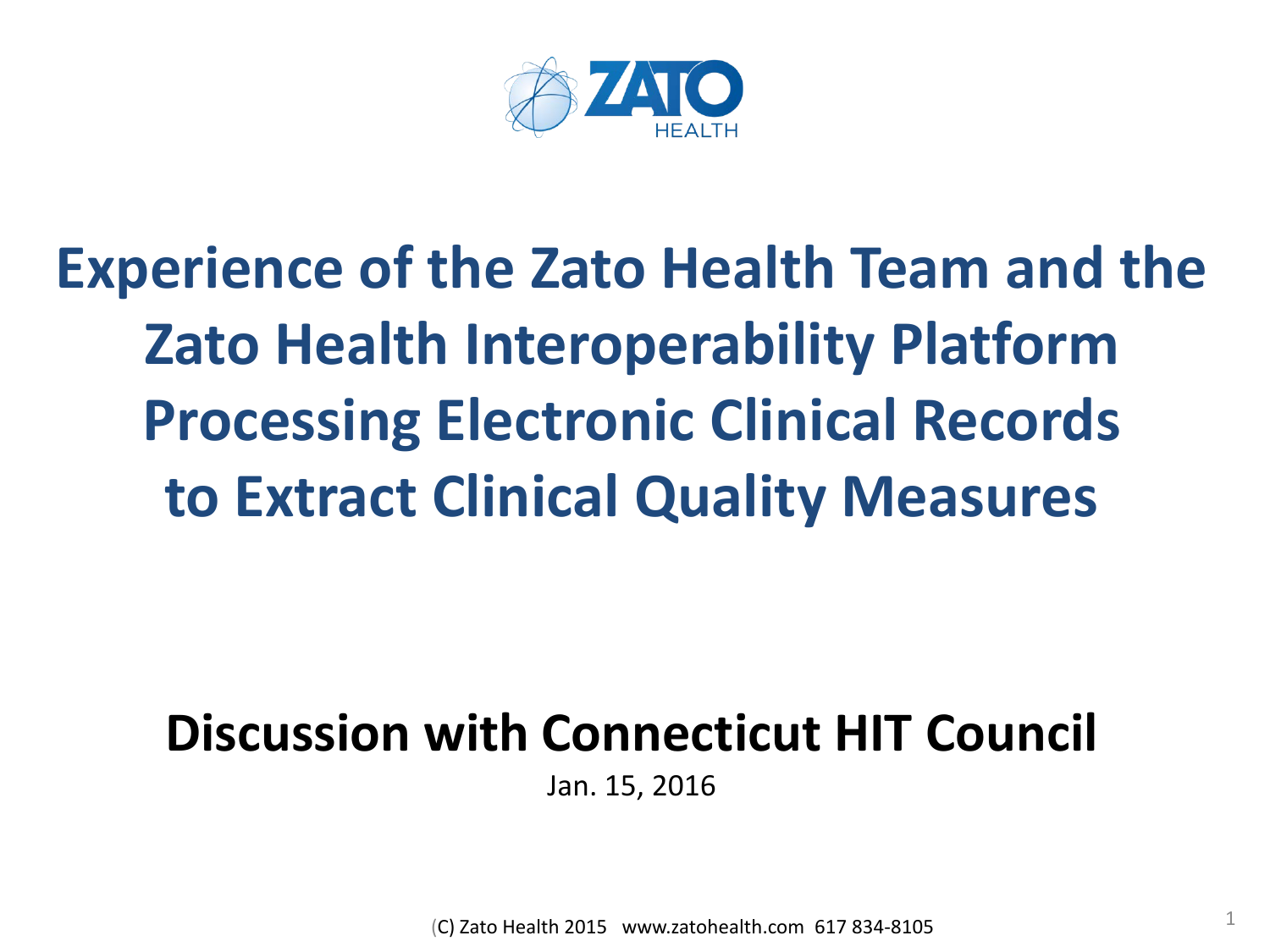# Experience of the Zato Health Team and the Zato Health Interoperability Platform Processing Electronic Clinical Records to Extract Clinical Quality Measures

## Discussion with Connecticut HIT Council

Jan. 15, 2016

(C) Zato Health 2015 www.zatohealth.com 617 834-8105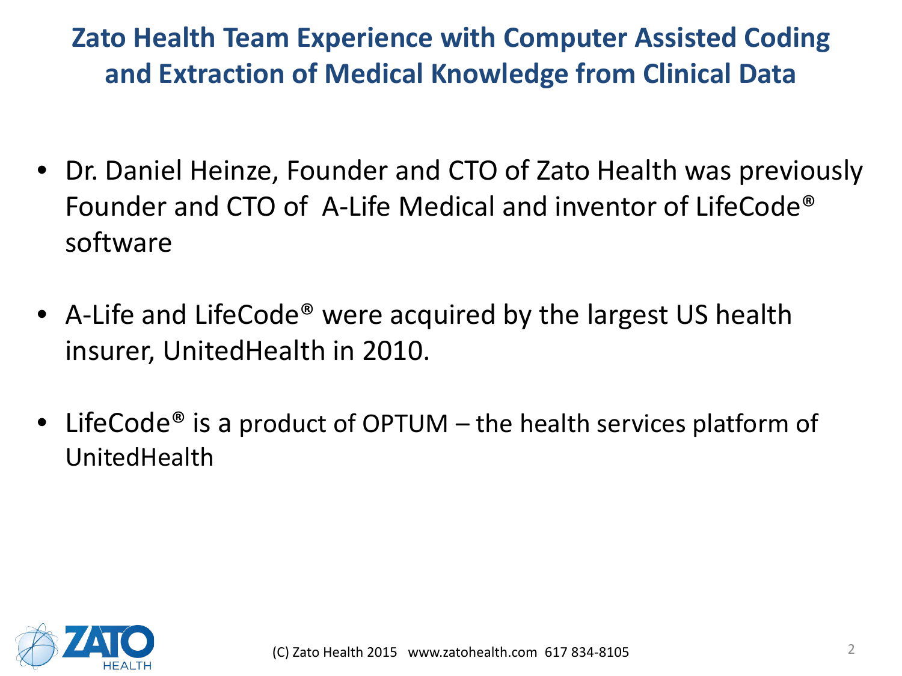# Zato Health Team Experience with Computer Assisted Coding and Extraction of Medical Knowledge from Clinical Data

- Dr. Daniel Heinze, Founder and CTO of Zato Health was previously Founder and CTO of A-Life Medical and inventor of LifeCode® software
- A-Life and LifeCode® were acquired by the largest US health insurer, UnitedHealth in 2010.
- LifeCode® is a product of OPTUM – the health services platform of UnitedHealth

(C) Zato Health 2015 www.zatohealth.com 617 834-8105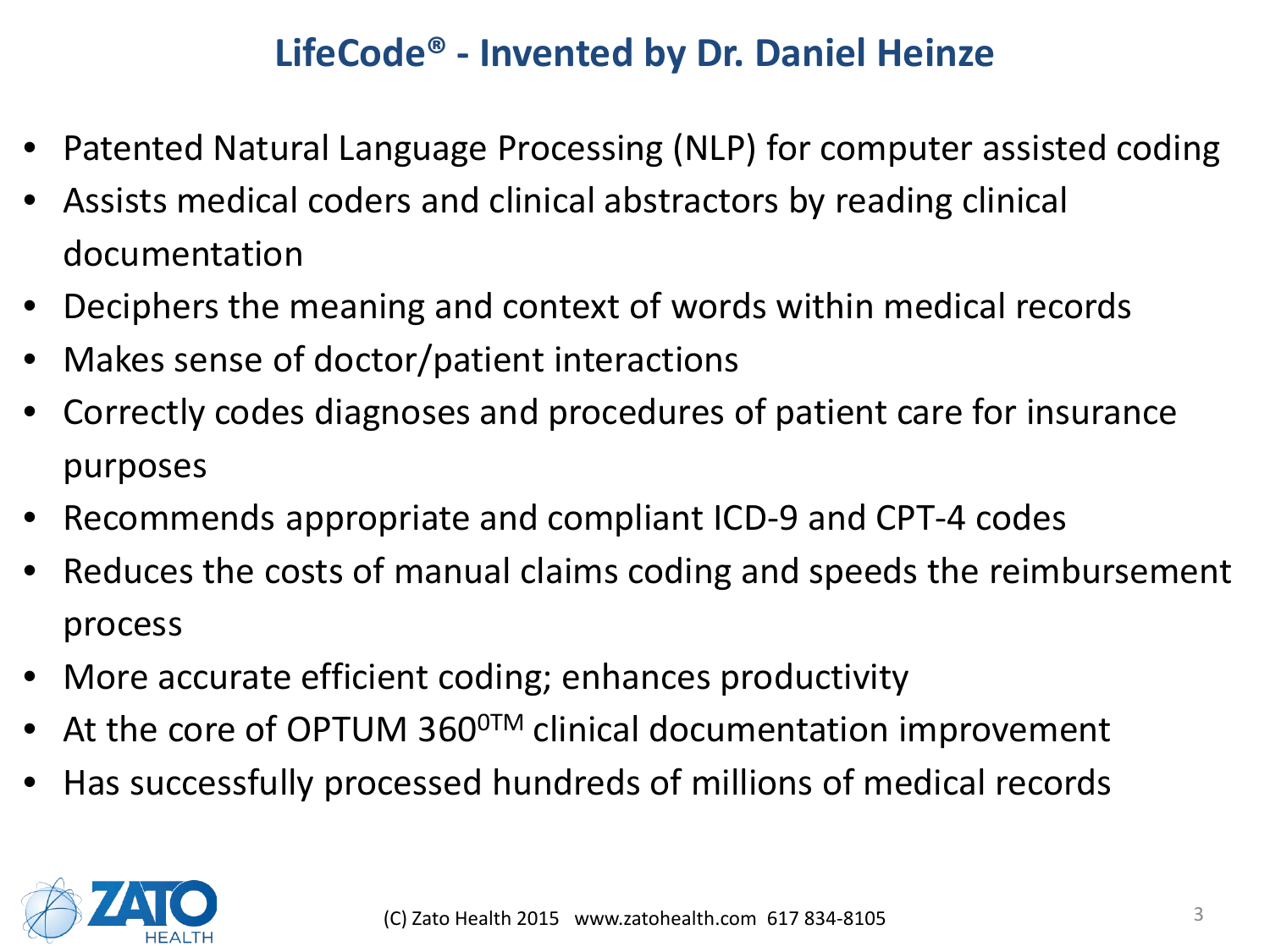# LifeCode® - Invented by Dr. Daniel Heinze

- Patented Natural Language Processing (NLP) for computer assisted coding
- Assists medical coders and clinical abstractors by reading clinical documentation
- Deciphers the meaning and context of words within medical records
- Makes sense of doctor/patient interactions
- Correctly codes diagnoses and procedures of patient care for insurance purposes
- Recommends appropriate and compliant ICD-9 and CPT-4 codes
- Reduces the costs of manual claims coding and speeds the reimbursement process
- More accurate efficient coding; enhances productivity
- At the core of OPTUM 360⁰™ clinical documentation improvement
- Has successfully processed hundreds of millions of medical records

(C) Zato Health 2015 www.zatohealth.com 617 834-8105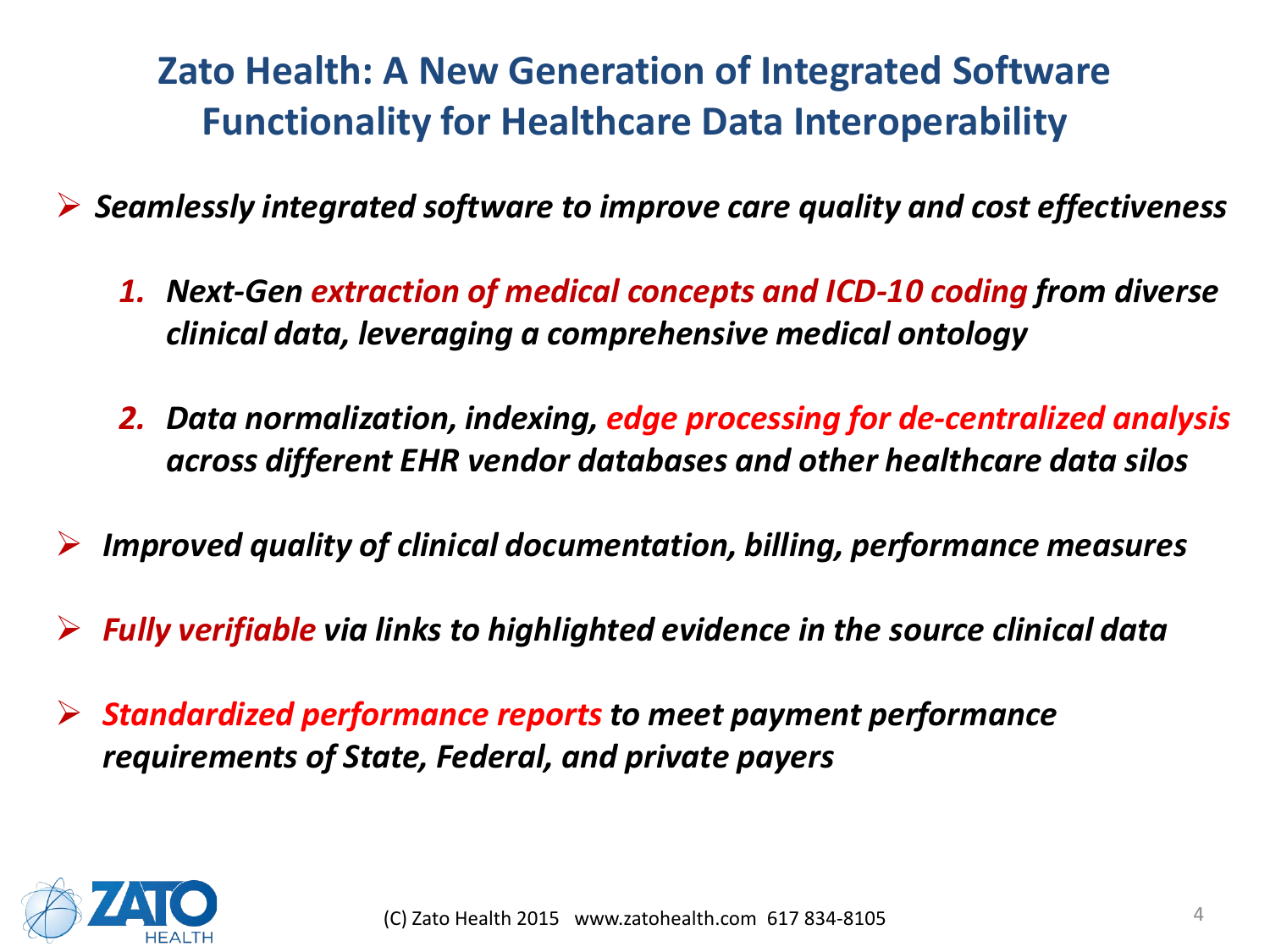# Zato Health: A New Generation of Integrated Software Functionality for Healthcare Data Interoperability

- ***Seamlessly integrated software to improve care quality and cost effectiveness***

    1. ***Next-Gen extraction of medical concepts and ICD-10 coding from diverse clinical data, leveraging a comprehensive medical ontology***

    2. ***Data normalization, indexing, edge processing for de-centralized analysis across different EHR vendor databases and other healthcare data silos***

- ***Improved quality of clinical documentation, billing, performance measures***

- ***Fully verifiable via links to highlighted evidence in the source clinical data***

- ***Standardized performance reports to meet payment performance requirements of State, Federal, and private payers***

ZATO HEALTH

(C) Zato Health 2015 www.zatohealth.com 617 834-8105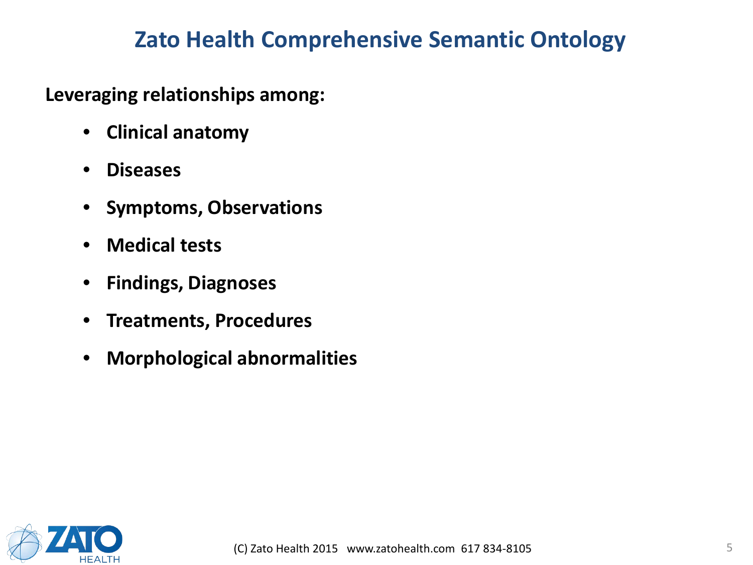# Zato Health Comprehensive Semantic Ontology

**Leveraging relationships among:**

- **Clinical anatomy**
- **Diseases**
- **Symptoms, Observations**
- **Medical tests**
- **Findings, Diagnoses**
- **Treatments, Procedures**
- **Morphological abnormalities**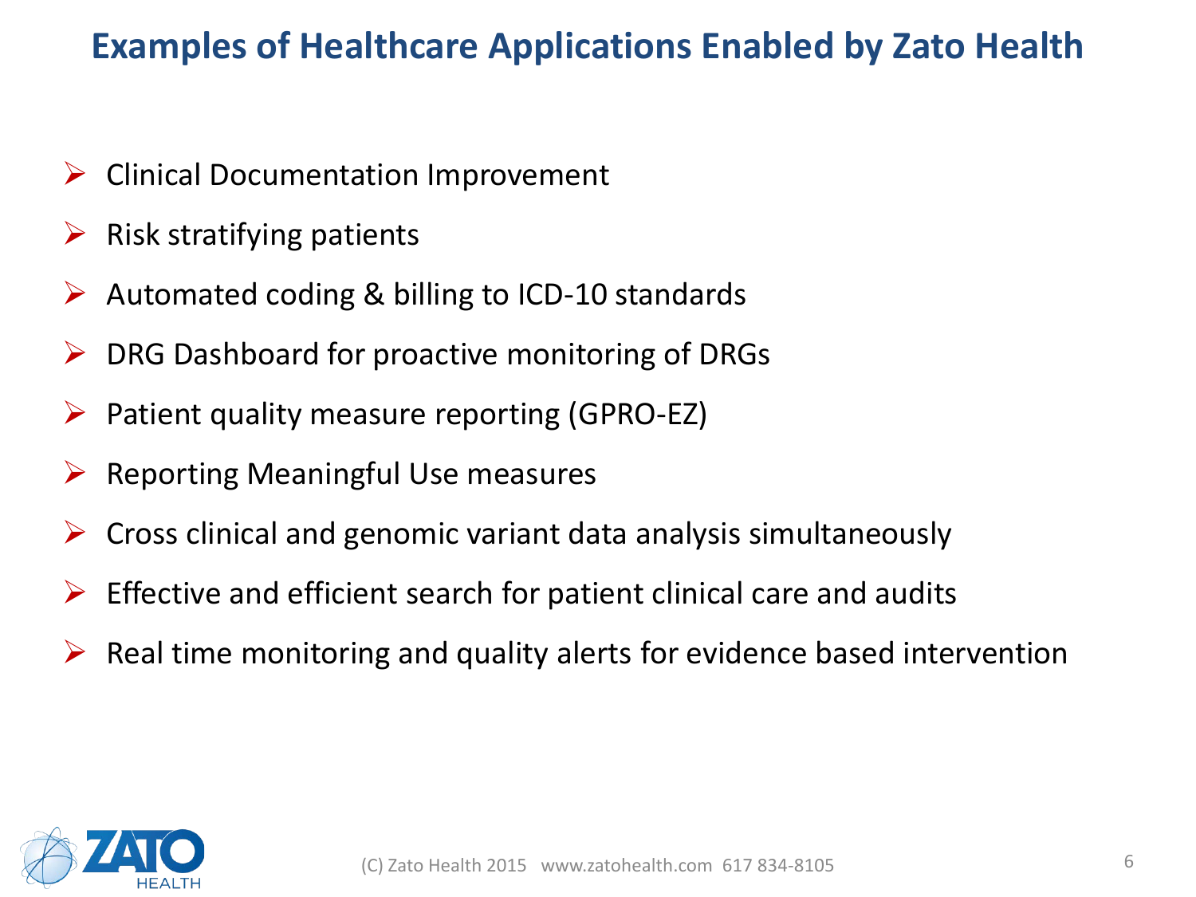# Examples of Healthcare Applications Enabled by Zato Health

- Clinical Documentation Improvement
- Risk stratifying patients
- Automated coding & billing to ICD-10 standards
- DRG Dashboard for proactive monitoring of DRGs
- Patient quality measure reporting (GPRO-EZ)
- Reporting Meaningful Use measures
- Cross clinical and genomic variant data analysis simultaneously
- Effective and efficient search for patient clinical care and audits
- Real time monitoring and quality alerts for evidence based intervention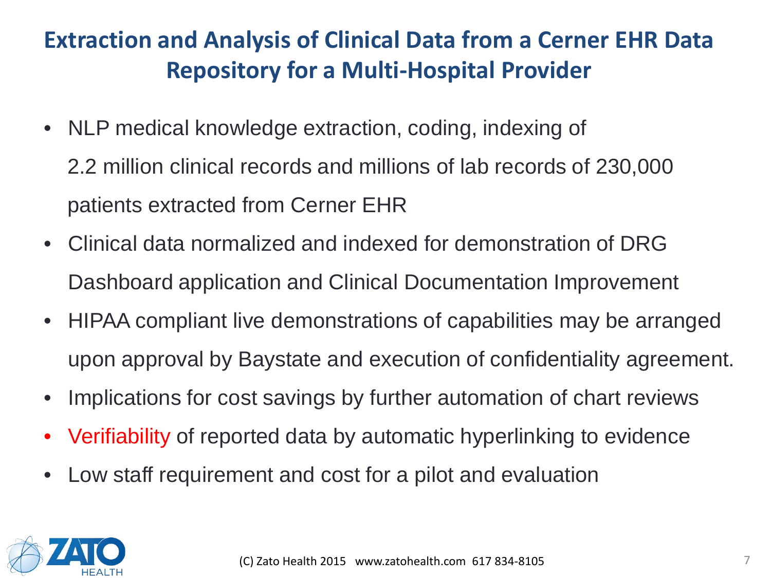# Extraction and Analysis of Clinical Data from a Cerner EHR Data Repository for a Multi-Hospital Provider

- NLP medical knowledge extraction, coding, indexing of 2.2 million clinical records and millions of lab records of 230,000 patients extracted from Cerner EHR
- Clinical data normalized and indexed for demonstration of DRG Dashboard application and Clinical Documentation Improvement
- HIPAA compliant live demonstrations of capabilities may be arranged upon approval by Baystate and execution of confidentiality agreement.
- Implications for cost savings by further automation of chart reviews
- Verifiability of reported data by automatic hyperlinking to evidence
- Low staff requirement and cost for a pilot and evaluation

(C) Zato Health 2015 www.zatohealth.com 617 834-8105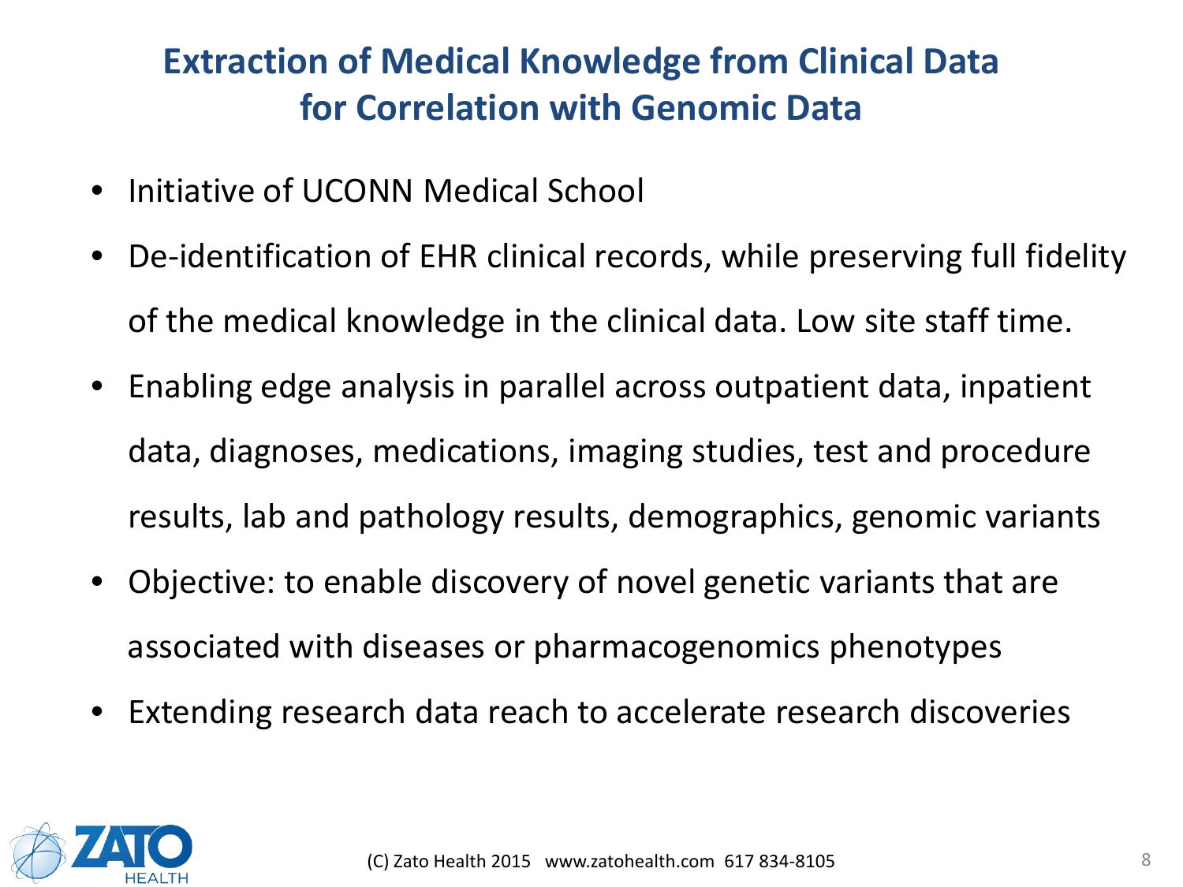# Extraction of Medical Knowledge from Clinical Data for Correlation with Genomic Data

- Initiative of UCONN Medical School
- De-identification of EHR clinical records, while preserving full fidelity of the medical knowledge in the clinical data. Low site staff time.
- Enabling edge analysis in parallel across outpatient data, inpatient data, diagnoses, medications, imaging studies, test and procedure results, lab and pathology results, demographics, genomic variants
- Objective: to enable discovery of novel genetic variants that are associated with diseases or pharmacogenomics phenotypes
- Extending research data reach to accelerate research discoveries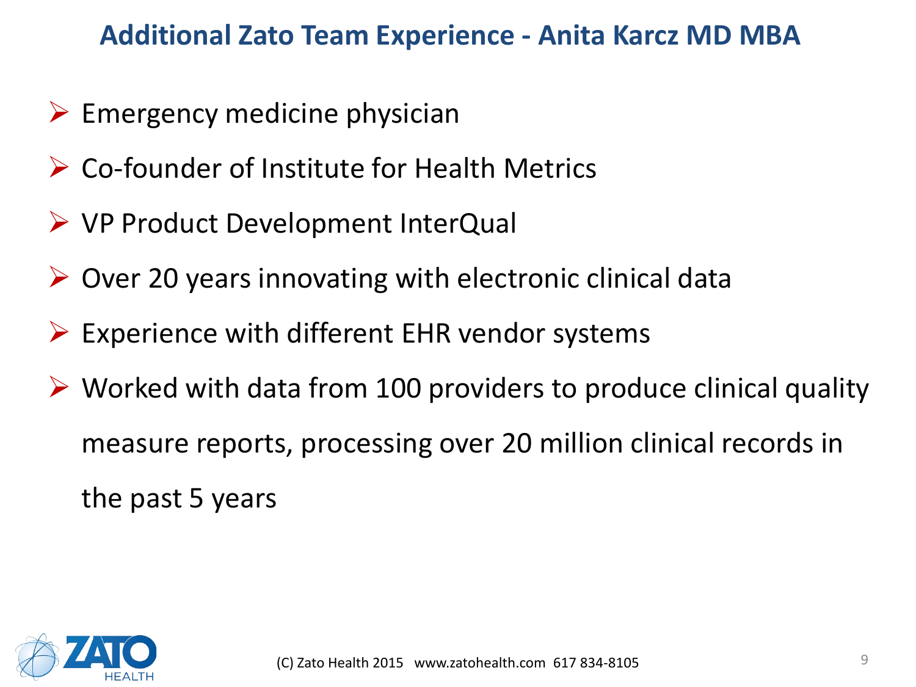## Additional Zato Team Experience - Anita Karcz MD MBA

- Emergency medicine physician
- Co-founder of Institute for Health Metrics
- VP Product Development InterQual
- Over 20 years innovating with electronic clinical data
- Experience with different EHR vendor systems
- Worked with data from 100 providers to produce clinical quality measure reports, processing over 20 million clinical records in the past 5 years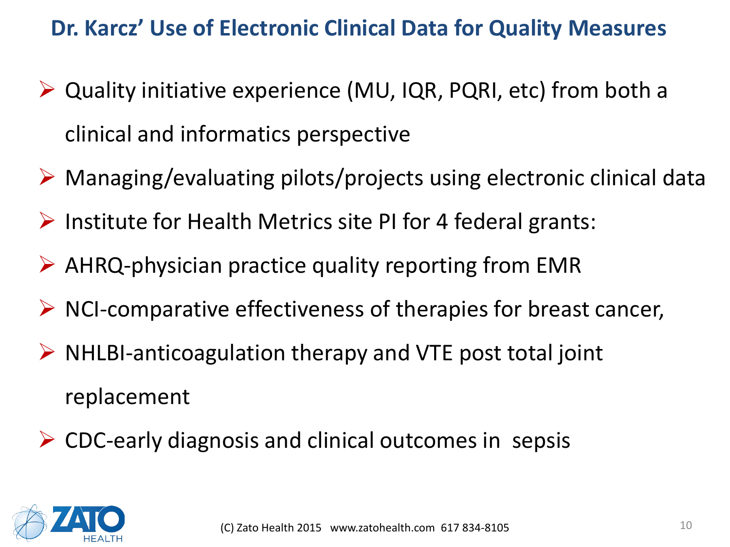## Dr. Karcz' Use of Electronic Clinical Data for Quality Measures

- Quality initiative experience (MU, IQR, PQRI, etc) from both a clinical and informatics perspective
- Managing/evaluating pilots/projects using electronic clinical data
- Institute for Health Metrics site PI for 4 federal grants:
- AHRQ-physician practice quality reporting from EMR
- NCI-comparative effectiveness of therapies for breast cancer,
- NHLBI-anticoagulation therapy and VTE post total joint replacement
- CDC-early diagnosis and clinical outcomes in sepsis

(C) Zato Health 2015 www.zatohealth.com 617 834-8105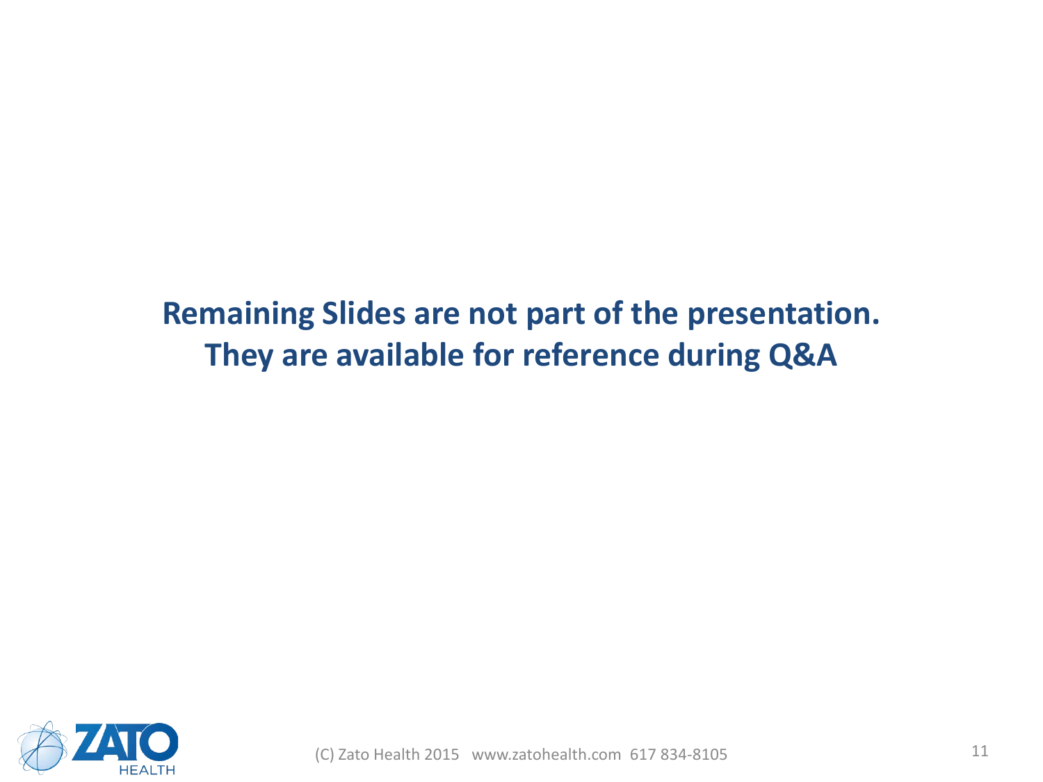**Remaining Slides are not part of the presentation.**
**They are available for reference during Q&A**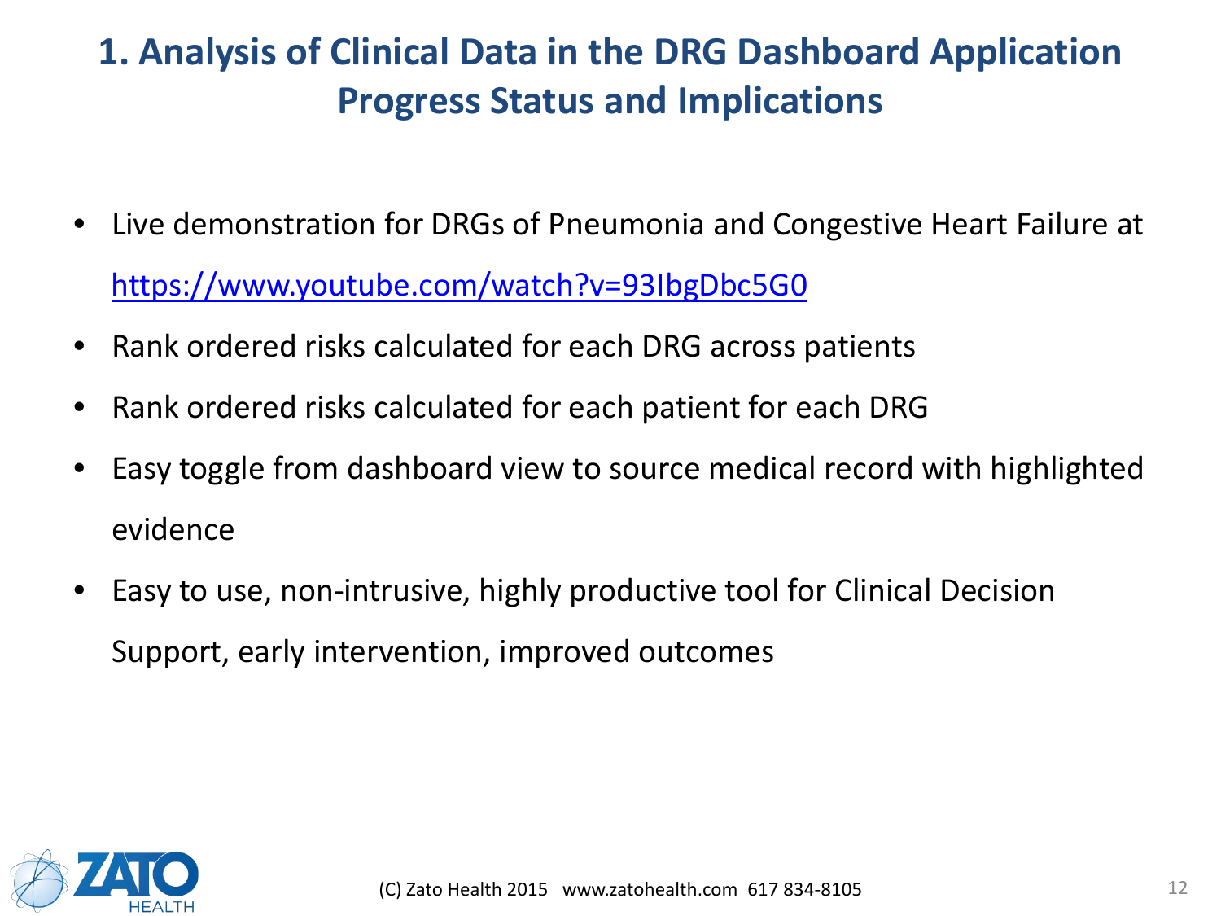# 1. Analysis of Clinical Data in the DRG Dashboard Application Progress Status and Implications

- Live demonstration for DRGs of Pneumonia and Congestive Heart Failure at https://www.youtube.com/watch?v=93IbgDbc5G0
- Rank ordered risks calculated for each DRG across patients
- Rank ordered risks calculated for each patient for each DRG
- Easy toggle from dashboard view to source medical record with highlighted evidence
- Easy to use, non-intrusive, highly productive tool for Clinical Decision Support, early intervention, improved outcomes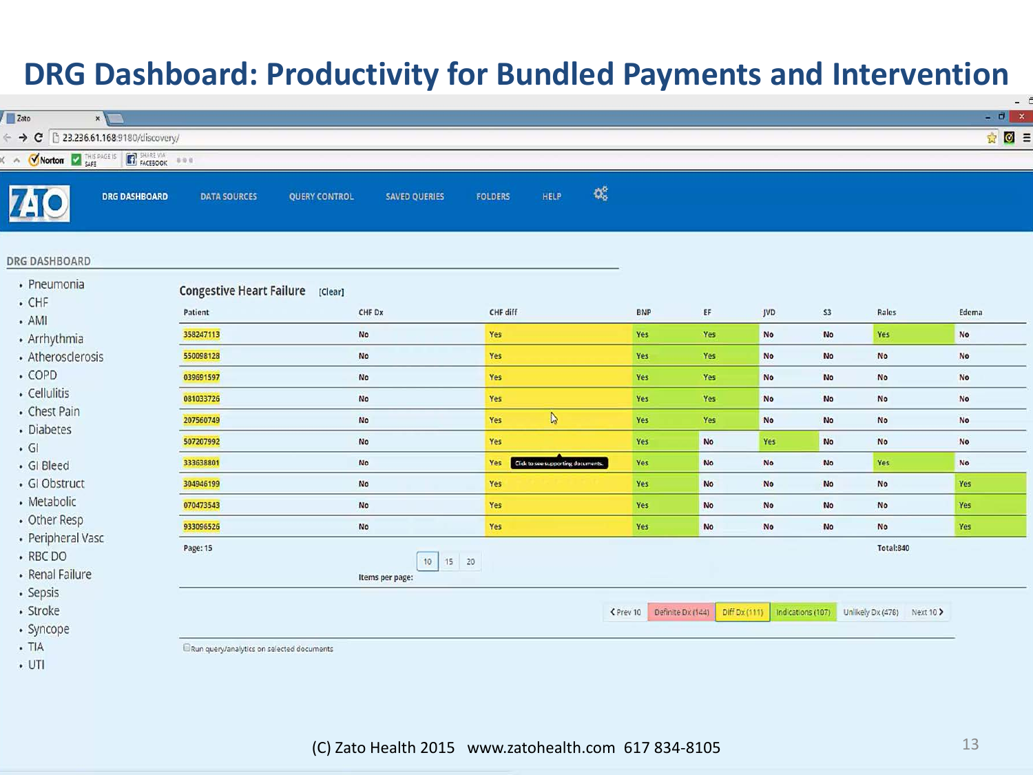# DRG Dashboard: Productivity for Bundled Payments and Intervention

DRG DASHBOARD | DATA SOURCES | QUERY CONTROL | SAVED QUERIES | FOLDERS | HELP

## DRG DASHBOARD

- Pneumonia
- CHF
- AMI
- Arrhythmia
- Atherosclerosis
- COPD
- Cellulitis
- Chest Pain
- Diabetes
- GI
- GI Bleed
- GI Obstruct
- Metabolic
- Other Resp
- Peripheral Vasc
- RBC DO
- Renal Failure
- Sepsis
- Stroke
- Syncope
- TIA
- UTI

### Congestive Heart Failure [Clear]

| Patient | CHF Dx | CHF diff | BNP | EF | JVD | S3 | Rales | Edema |
|---|---|---|---|---|---|---|---|---|
| 358247113 | No | Yes | Yes | Yes | No | No | Yes | No |
| 550098128 | No | Yes | Yes | Yes | No | No | No | No |
| 039691597 | No | Yes | Yes | Yes | No | No | No | No |
| 081033726 | No | Yes | Yes | Yes | No | No | No | No |
| 207560749 | No | Yes | Yes | Yes | No | No | No | No |
| 507207992 | No | Yes | Yes | No | Yes | No | No | No |
| 333638801 | No | Yes | Yes | No | No | No | Yes | No |
| 304946199 | No | Yes | Yes | No | No | No | No | Yes |
| 070473543 | No | Yes | Yes | No | No | No | No | Yes |
| 933096526 | No | Yes | Yes | No | No | No | No | Yes |

Click to see supporting documents.

Page: 15 — Items per page: 10 | 15 | 20 — Total:840

‹ Prev 10 | Definite Dx (144) | Diff Dx (111) | Indications (107) | Unlikely Dx (478) | Next 10 ›

☐ Run query/analytics on selected documents

(C) Zato Health 2015 www.zatohealth.com 617 834-8105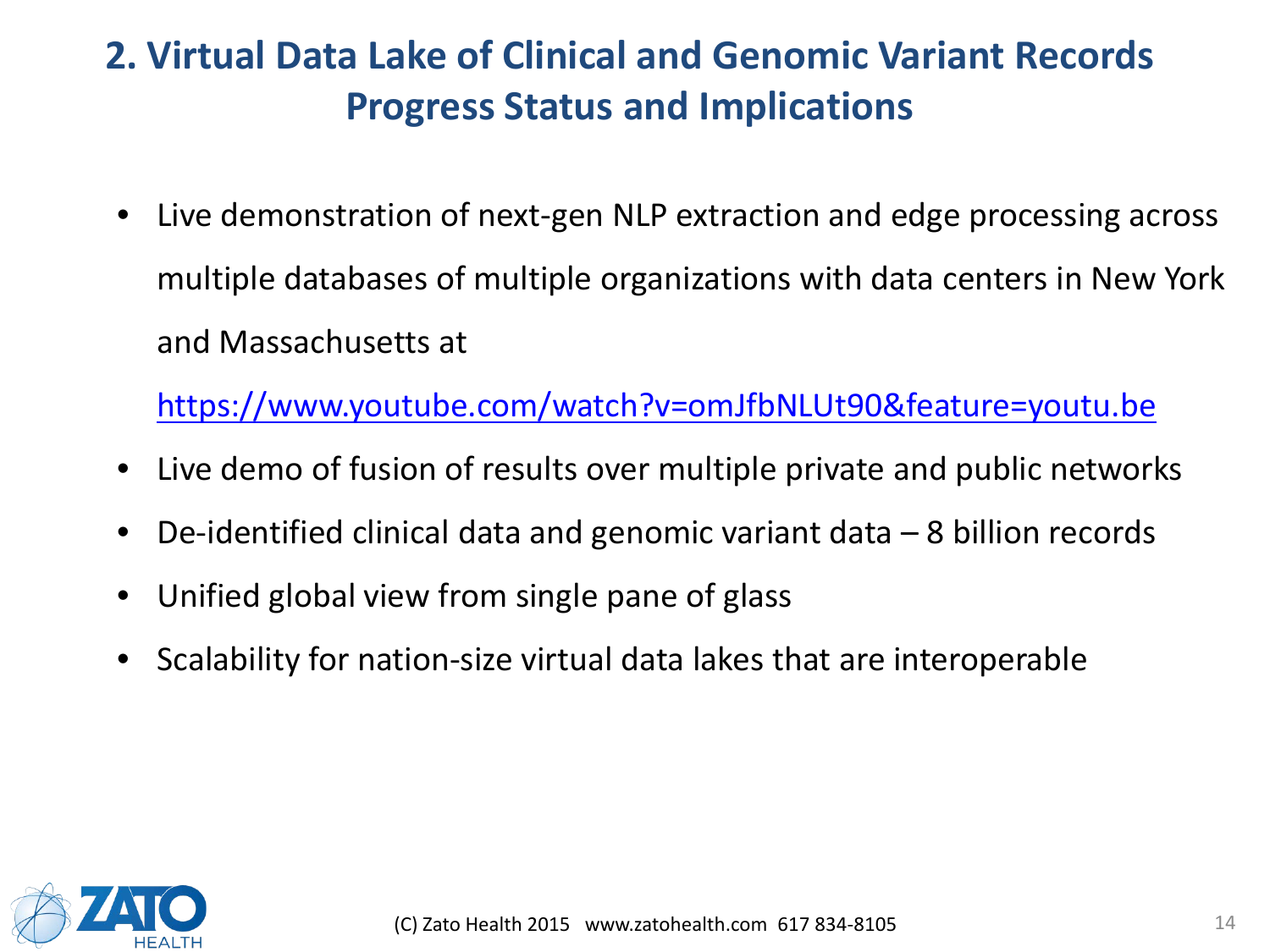# 2. Virtual Data Lake of Clinical and Genomic Variant Records Progress Status and Implications

- Live demonstration of next-gen NLP extraction and edge processing across multiple databases of multiple organizations with data centers in New York and Massachusetts at

  https://www.youtube.com/watch?v=omJfbNLUt90&feature=youtu.be

- Live demo of fusion of results over multiple private and public networks
- De-identified clinical data and genomic variant data – 8 billion records
- Unified global view from single pane of glass
- Scalability for nation-size virtual data lakes that are interoperable

(C) Zato Health 2015 www.zatohealth.com 617 834-8105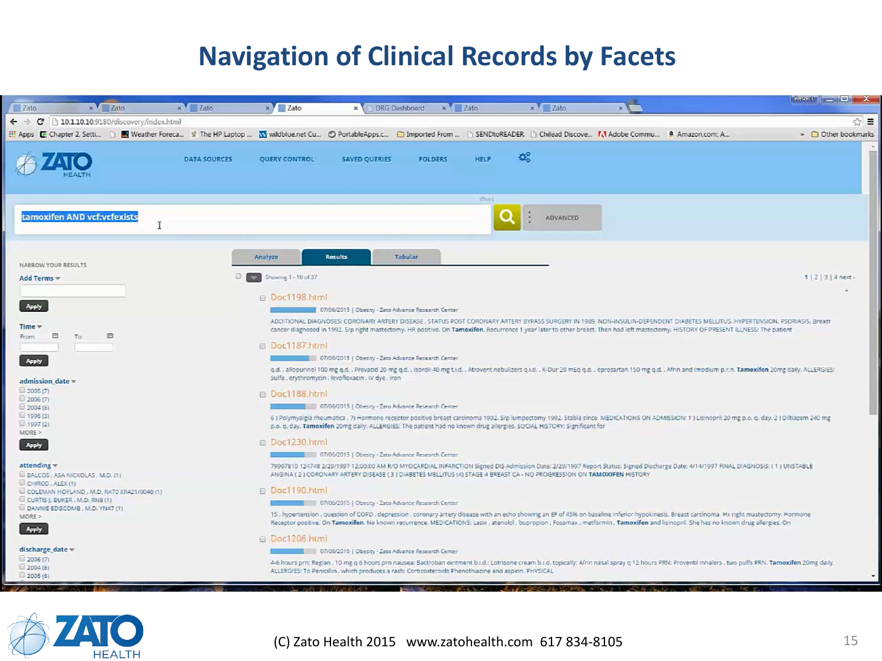# Navigation of Clinical Records by Facets

tamoxifen AND vcf:vcfexists

ADVANCED

Analyze | Results | Tabular

NARROW YOUR RESULTS

Add Terms

Apply

Time

From To

Apply

admission_date

- 2005 (7)
- 2006 (7)
- 2004 (6)
- 1995 (3)
- 1997 (2)

MORE >

Apply

attending

- BALCOS , ASA NICKOLAS , M.D. (1)
- CHIRCO , ALEX (1)
- COLEMAN HOYLAND , M.D. RA70 XR421/0040 (1)
- CURTIS J. BUKER , M.D. RN8 (1)
- DANNIE EDGCOMB , M.D. YN47 (1)

MORE >

Apply

discharge_date

- 2006 (7)
- 2004 (6)
- 2005 (6)

Showing 1 - 10 of 37

1 | 2 | 3 | 4 next ›

**Doc1198.html**

07/06/2015 | Obesity - Zato Advance Research Center

ADDITIONAL DIAGNOSES: CORONARY ARTERY DISEASE , STATUS POST CORONARY ARTERY BYPASS SURGERY IN 1989. NON-INSULIN-DEPENDENT DIABETES MELLITUS. HYPERTENSION. PSORIASIS. Breast cancer diagnosed in 1992. S/p right mastectomy. HR positive. On **Tamoxifen**. Recurrence 1 year later to other breast. Then had left mastectomy. HISTORY OF PRESENT ILLNESS: The patient

**Doc1187.html**

07/06/2015 | Obesity - Zato Advance Research Center

q.d. , allopurinol 100 mg q.d. , Prevacid 20 mg q.d. , Isordil 40 mg t.i.d. , Atrovent nebulizers q.i.d. , K-Dur 20 mEq q.d. , eprosartan 150 mg q.d. , Afrin and Imodium p.r.n. **Tamoxifen** 20mg daily. ALLERGIES: Sulfa , erythromycin , levofloxacin , IV dye , iron

**Doc1188.html**

07/06/2015 | Obesity - Zato Advance Research Center

6 ) Polymyalgia rheumatica . 7) Hormone receptor positive breast carcinoma 1992. S/p lumpectomy 1992. Stable since. MEDICATIONS ON ADMISSION: 1 ) Lisinopril 20 mg p.o. q. day. 2 ) Diltiazem 240 mg p.o. q. day. **Tamoxifen** 20mg daily. ALLERGIES: The patient had no known drug allergies. SOCIAL HISTORY: Significant for

**Doc1230.html**

07/06/2015 | Obesity - Zato Advance Research Center

79907810 124748 2/29/1997 12:00:00 AM R/O MYOCARDIAL INFARCTION Signed DIS Admission Date: 2/29/1997 Report Status: Signed Discharge Date: 4/14/1997 FINAL DIAGNOSIS: ( 1 ) UNSTABLE ANGINA ( 2 ) CORONARY ARTERY DISEASE ( 3 ) DIABETES MELLITUS (4) STAGE 4 BREAST CA - NO PROGRESSION ON **TAMOXIFEN** HISTORY

**Doc1190.html**

07/06/2015 | Obesity - Zato Advance Research Center

15 , hypertension , question of COPD , depression , coronary artery disease with an echo showing an EF of 45% on baseline inferior hypokinesis. Breast carcinoma. Hx right mastectomy. Hormone Receptor positive. On **Tamoxifen**. No known recurrence. MEDICATIONS: Lasix , atenolol , bupropion , Fosamax , metformin , **Tamoxifen** and lisinopril. She has no known drug allergies. On

**Doc1206.html**

07/06/2015 | Obesity - Zato Advance Research Center

4-6 hours prn; Reglan , 10 mg q 6 hours prn nausea; Bactroban ointment b.i.d.; Lotrisone cream b.i.d. topically; Afrin nasal spray q 12 hours PRN; Proventil inhalers , two puffs PRN. **Tamoxifen** 20mg daily. ALLERGIES: To Penicillin , which produces a rash; Corticosteroids Phenothiazine and aspirin. PHYSICAL

(C) Zato Health 2015 www.zatohealth.com 617 834-8105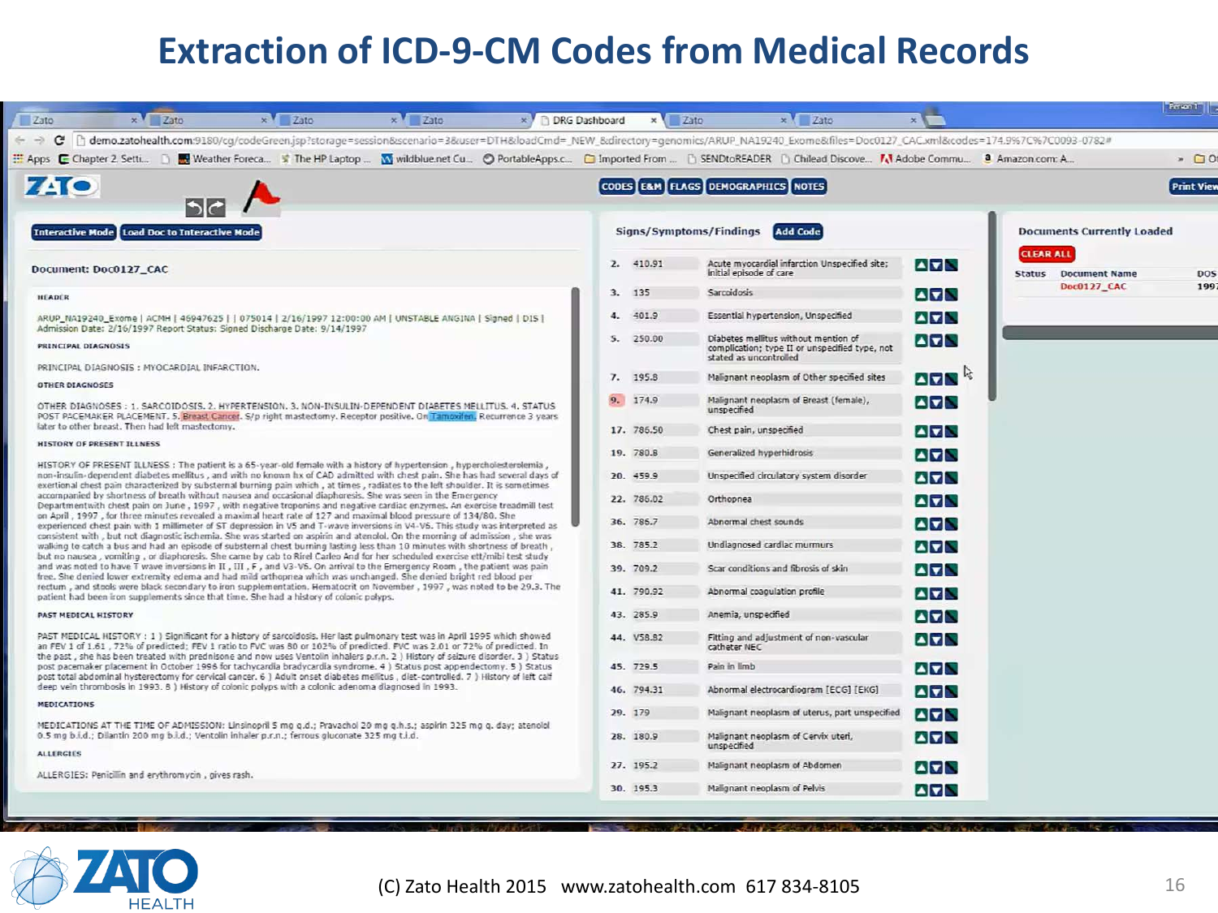# Extraction of ICD-9-CM Codes from Medical Records

CODES | E&M | FLAGS | DEMOGRAPHICS | NOTES

Interactive Mode | Load Doc to Interactive Mode

Document: Doc0127_CAC

HEADER

ARUP_NA19240_Exome | ACMH | 46947625 | | 075014 | 2/16/1997 12:00:00 AM | UNSTABLE ANGINA | Signed | DIS | Admission Date: 2/16/1997 Report Status: Signed Discharge Date: 9/14/1997

PRINCIPAL DIAGNOSIS

PRINCIPAL DIAGNOSIS : MYOCARDIAL INFARCTION.

OTHER DIAGNOSES

OTHER DIAGNOSES : 1. SARCOIDOSIS. 2. HYPERTENSION. 3. NON-INSULIN-DEPENDENT DIABETES MELLITUS. 4. STATUS POST PACEMAKER PLACEMENT. 5. Breast Cancer. S/p right mastectomy. Receptor positive. On Tamoxifen. Recurrence 3 years later to other breast. Then had left mastectomy.

HISTORY OF PRESENT ILLNESS

HISTORY OF PRESENT ILLNESS : The patient is a 65-year-old female with a history of hypertension , hypercholesterolemia , non-insulin-dependent diabetes mellitus , and with no known hx of CAD admitted with chest pain. She has had several days of exertional chest pain characterized by substernal burning pain which , at times , radiates to the left shoulder. It is sometimes accompanied by shortness of breath without nausea and occasional diaphoresis. She was seen in the Emergency Departmentwith chest pain on June , 1997 , with negative troponins and negative cardiac enzymes. An exercise treadmill test on April , 1997 , for three minutes revealed a maximal heart rate of 127 and maximal blood pressure of 134/80. She experienced chest pain with 1 millimeter of ST depression in V5 and T-wave inversions in V4-V6. This study was interpreted as consistent with , but not diagnostic ischemia. She was started on aspirin and atenolol. On the morning of admission , she was walking to catch a bus and had an episode of substernal chest burning lasting less than 10 minutes with shortness of breath , but no nausea , vomiting , or diaphoresis. She came by cab to Rirel Carleo And for her scheduled exercise ett/mibi test study and was noted to have T wave inversions in II , III , F , and V3-V6. On arrival to the Emergency Room , the patient was pain free. She denied lower extremity edema and had mild orthopnea which was unchanged. She denied bright red blood per rectum , and stools were black secondary to iron supplementation. Hematocrit on November , 1997 , was noted to be 29.3. The patient had been iron supplements since that time. She had a history of colonic polyps.

PAST MEDICAL HISTORY

PAST MEDICAL HISTORY : 1 ) Significant for a history of sarcoidosis. Her last pulmonary test was in April 1995 which showed an FEV 1 of 1.61 , 72% of predicted; FEV 1 ratio to FVC was 80 or 102% of predicted. FVC was 2.01 or 72% of predicted. In the past , she has been treated with prednisone and now uses Ventolin inhalers p.r.n. 2 ) History of seizure disorder. 3 ) Status post pacemaker placement in October 1996 for tachycardia bradycardia syndrome. 4 ) Status post appendectomy. 5 ) Status post total abdominal hysterectomy for cervical cancer. 6 ) Adult onset diabetes mellitus , diet-controlled. 7 ) History of left calf deep vein thrombosis in 1993. 8 ) History of colonic polyps with a colonic adenoma diagnosed in 1993.

MEDICATIONS

MEDICATIONS AT THE TIME OF ADMISSION: Lisinopril 5 mg q.d.; Pravachol 20 mg q.h.s.; aspirin 325 mg q. day; atenolol 0.5 mg b.i.d.; Dilantin 200 mg b.i.d.; Ventolin inhaler p.r.n.; ferrous gluconate 325 mg t.i.d.

ALLERGIES

ALLERGIES: Penicillin and erythromycin , gives rash.

**Signs/Symptoms/Findings** | Add Code

| # | Code | Description |
|---|---|---|
| 2. | 410.91 | Acute myocardial infarction Unspecified site; initial episode of care |
| 3. | 135 | Sarcoidosis |
| 4. | 401.9 | Essential hypertension, Unspecified |
| 5. | 250.00 | Diabetes mellitus without mention of complication; type II or unspecified type, not stated as uncontrolled |
| 7. | 195.8 | Malignant neoplasm of Other specified sites |
| 9. | 174.9 | Malignant neoplasm of Breast (female), unspecified |
| 17. | 786.50 | Chest pain, unspecified |
| 19. | 780.8 | Generalized hyperhidrosis |
| 20. | 459.9 | Unspecified circulatory system disorder |
| 22. | 786.02 | Orthopnea |
| 36. | 786.7 | Abnormal chest sounds |
| 38. | 785.2 | Undiagnosed cardiac murmurs |
| 39. | 709.2 | Scar conditions and fibrosis of skin |
| 41. | 790.92 | Abnormal coagulation profile |
| 43. | 285.9 | Anemia, unspecified |
| 44. | V58.82 | Fitting and adjustment of non-vascular catheter NEC |
| 45. | 729.5 | Pain in limb |
| 46. | 794.31 | Abnormal electrocardiogram [ECG] [EKG] |
| 29. | 179 | Malignant neoplasm of uterus, part unspecified |
| 28. | 180.9 | Malignant neoplasm of Cervix uteri, unspecified |
| 27. | 195.2 | Malignant neoplasm of Abdomen |
| 30. | 195.3 | Malignant neoplasm of Pelvis |

**Documents Currently Loaded**

CLEAR ALL

| Status | Document Name | DOS |
|---|---|---|
| | Doc0127_CAC | 1997 |

(C) Zato Health 2015 www.zatohealth.com 617 834-8105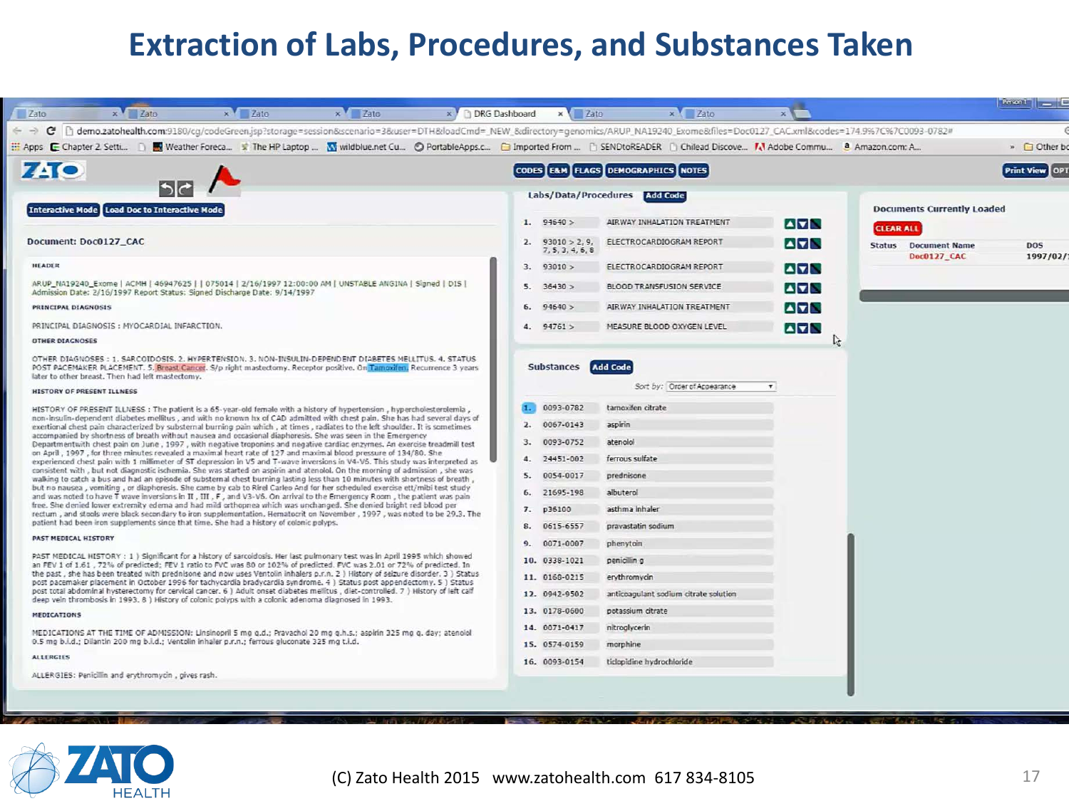# Extraction of Labs, Procedures, and Substances Taken

Document: Doc0127_CAC

HEADER

ARUP_NA19240_Exome | ACMH | 46947625 | | 075014 | 2/16/1997 12:00:00 AM | UNSTABLE ANGINA | Signed | DIS | Admission Date: 2/16/1997 Report Status: Signed Discharge Date: 9/14/1997

PRINCIPAL DIAGNOSIS

PRINCIPAL DIAGNOSIS : MYOCARDIAL INFARCTION.

OTHER DIAGNOSES

OTHER DIAGNOSES : 1. SARCOIDOSIS. 2. HYPERTENSION. 3. NON-INSULIN-DEPENDENT DIABETES MELLITUS. 4. STATUS POST PACEMAKER PLACEMENT. 5. Breast Cancer. S/p right mastectomy. Receptor positive. On Tamoxifen. Recurrence 3 years later to other breast. Then had left mastectomy.

HISTORY OF PRESENT ILLNESS

HISTORY OF PRESENT ILLNESS : The patient is a 65-year-old female with a history of hypertension, hypercholesterolemia, non-insulin-dependent diabetes mellitus, and with no known hx of CAD admitted with chest pain. She has had several days of exertional chest pain characterized by substernal burning pain which, at times, radiates to the left shoulder. It is sometimes accompanied by shortness of breath without nausea and occasional diaphoresis. She was seen in the Emergency Departmentwith chest pain on June, 1997, with negative troponins and negative cardiac enzymes. An exercise treadmill test on April, 1997, for three minutes revealed a maximal heart rate of 127 and maximal blood pressure of 134/80. She experienced chest pain with 1 millimeter of ST depression in V5 and T-wave inversions in V4-V6. This study was interpreted as consistent with, but not diagnostic ischemia. She was started on aspirin and atenolol. On the morning of admission, she was walking to catch a bus and had an episode of substernal chest burning lasting less than 10 minutes with shortness of breath, but no nausea, vomiting, or diaphoresis. She came by cab to Rirel Carleo And for her scheduled exercise ett/mibi test study and was noted to have T wave inversions in II, III, F, and V3-V6. On arrival to the Emergency Room, the patient was pain free. She denied lower extremity edema and had mild orthopnea which was unchanged. She denied bright red blood per rectum, and stools were black secondary to iron supplementation. Hematocrit on November, 1997, was noted to be 29.3. The patient had been iron supplements since that time. She had a history of colonic polyps.

PAST MEDICAL HISTORY

PAST MEDICAL HISTORY : 1) Significant for a history of sarcoidosis. Her last pulmonary test was in April 1995 which showed an FEV 1 of 1.61, 72% of predicted; FEV 1 ratio to FVC was 80 or 102% of predicted. FVC was 2.01 or 72% of predicted. In the past, she has been treated with prednisone and now uses Ventolin inhalers p.r.n. 2) History of seizure disorder. 3) Status post pacemaker placement in October 1996 for tachycardia bradycardia syndrome. 4) Status post appendectomy. 5) Status post total abdominal hysterectomy for cervical cancer. 6) Adult onset diabetes mellitus, diet-controlled. 7) History of left calf deep vein thrombosis in 1993. 8) History of colonic polyps with a colonic adenoma diagnosed in 1993.

MEDICATIONS

MEDICATIONS AT THE TIME OF ADMISSION: Linsinopril 5 mg q.d.; Pravachol 20 mg q.h.s.; aspirin 325 mg q. day; atenolol 0.5 mg b.i.d.; Dilantin 200 mg b.i.d.; Ventolin inhaler p.r.n.; ferrous gluconate 325 mg t.i.d.

ALLERGIES

ALLERGIES: Penicillin and erythromycin, gives rash.

## Labs/Data/Procedures

| # | Code | Description |
|---|---|---|
| 1. | 94640 > | AIRWAY INHALATION TREATMENT |
| 2. | 93010 > 2, 9, 7, 5, 3, 4, 6, 8 | ELECTROCARDIOGRAM REPORT |
| 3. | 93010 > | ELECTROCARDIOGRAM REPORT |
| 5. | 36430 > | BLOOD TRANSFUSION SERVICE |
| 6. | 94640 > | AIRWAY INHALATION TREATMENT |
| 4. | 94761 > | MEASURE BLOOD OXYGEN LEVEL |

## Substances

Sort by: Order of Appearance

| # | Code | Substance |
|---|---|---|
| 1. | 0093-0782 | tamoxifen citrate |
| 2. | 0067-0143 | aspirin |
| 3. | 0093-0752 | atenolol |
| 4. | 24451-002 | ferrous sulfate |
| 5. | 0054-0017 | prednisone |
| 6. | 21695-198 | albuterol |
| 7. | p36100 | asthma inhaler |
| 8. | 0615-6557 | pravastatin sodium |
| 9. | 0071-0007 | phenytoin |
| 10. | 0338-1021 | penicillin g |
| 11. | 0168-0215 | erythromycin |
| 12. | 0942-9502 | anticoagulant sodium citrate solution |
| 13. | 0178-0600 | potassium citrate |
| 14. | 0071-0417 | nitroglycerin |
| 15. | 0574-0159 | morphine |
| 16. | 0093-0154 | ticlopidine hydrochloride |

## Documents Currently Loaded

| Status | Document Name | DOS |
|---|---|---|
| | Doc0127_CAC | 1997/02/ |

(C) Zato Health 2015 www.zatohealth.com 617 834-8105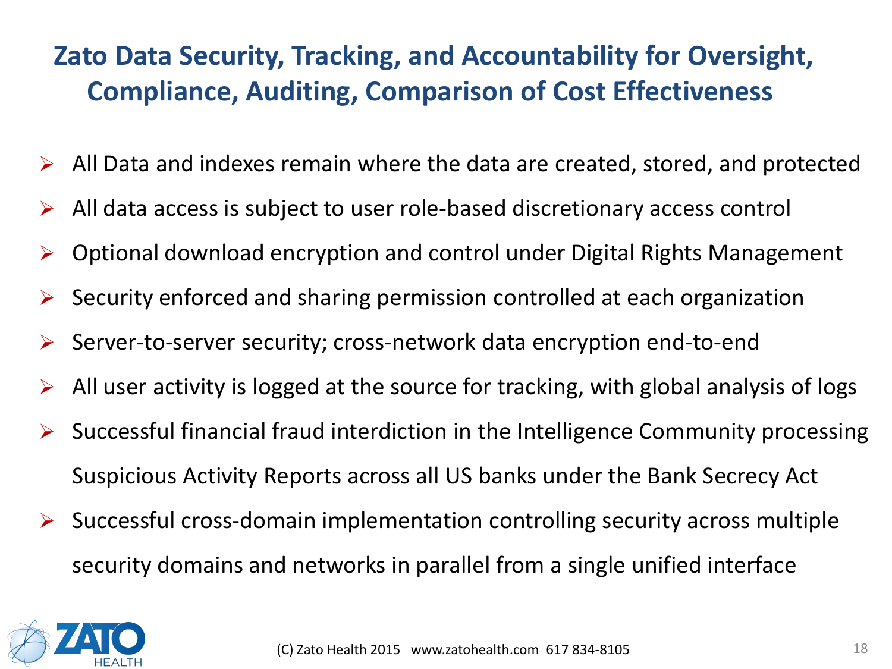# Zato Data Security, Tracking, and Accountability for Oversight, Compliance, Auditing, Comparison of Cost Effectiveness

- All Data and indexes remain where the data are created, stored, and protected
- All data access is subject to user role-based discretionary access control
- Optional download encryption and control under Digital Rights Management
- Security enforced and sharing permission controlled at each organization
- Server-to-server security; cross-network data encryption end-to-end
- All user activity is logged at the source for tracking, with global analysis of logs
- Successful financial fraud interdiction in the Intelligence Community processing Suspicious Activity Reports across all US banks under the Bank Secrecy Act
- Successful cross-domain implementation controlling security across multiple security domains and networks in parallel from a single unified interface

(C) Zato Health 2015 www.zatohealth.com 617 834-8105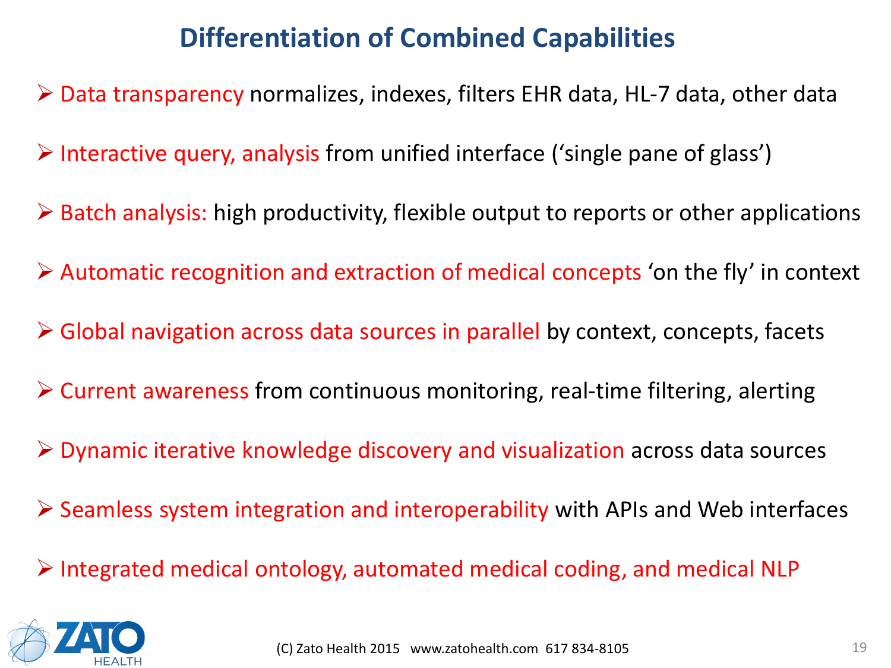# Differentiation of Combined Capabilities

- Data transparency normalizes, indexes, filters EHR data, HL-7 data, other data
- Interactive query, analysis from unified interface ('single pane of glass')
- Batch analysis: high productivity, flexible output to reports or other applications
- Automatic recognition and extraction of medical concepts 'on the fly' in context
- Global navigation across data sources in parallel by context, concepts, facets
- Current awareness from continuous monitoring, real-time filtering, alerting
- Dynamic iterative knowledge discovery and visualization across data sources
- Seamless system integration and interoperability with APIs and Web interfaces
- Integrated medical ontology, automated medical coding, and medical NLP

(C) Zato Health 2015 www.zatohealth.com 617 834-8105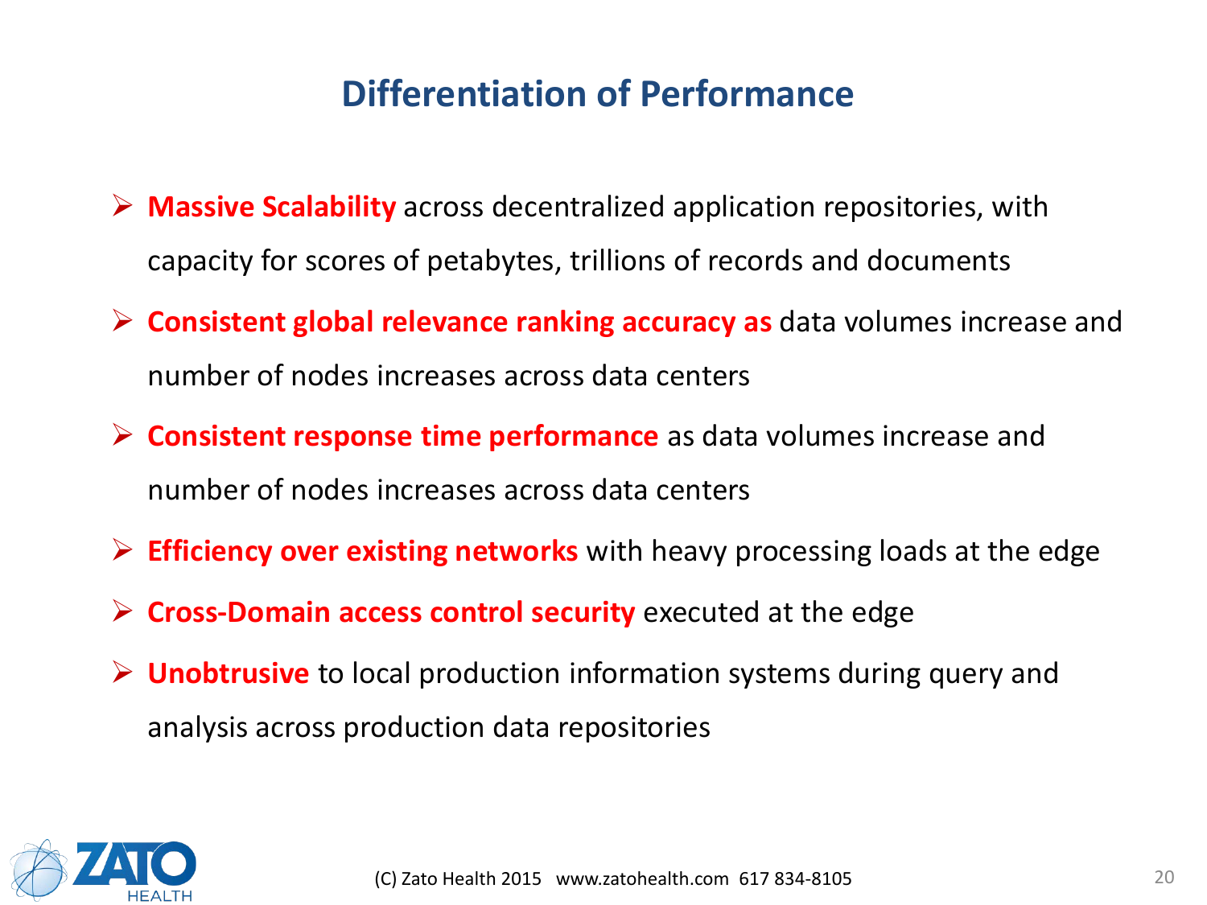# Differentiation of Performance

- **Massive Scalability** across decentralized application repositories, with capacity for scores of petabytes, trillions of records and documents
- **Consistent global relevance ranking accuracy as** data volumes increase and number of nodes increases across data centers
- **Consistent response time performance** as data volumes increase and number of nodes increases across data centers
- **Efficiency over existing networks** with heavy processing loads at the edge
- **Cross-Domain access control security** executed at the edge
- **Unobtrusive** to local production information systems during query and analysis across production data repositories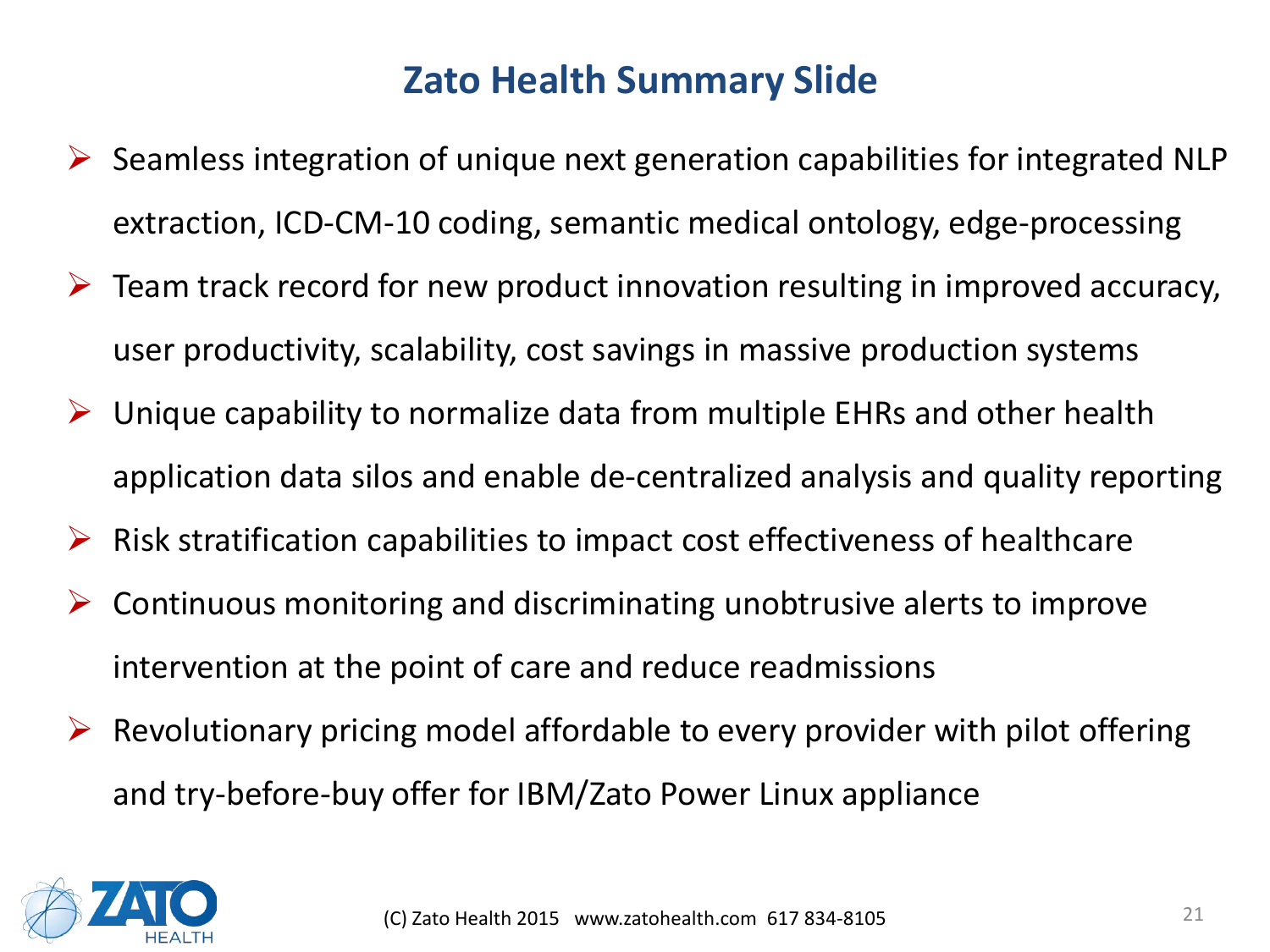# Zato Health Summary Slide

- Seamless integration of unique next generation capabilities for integrated NLP extraction, ICD-CM-10 coding, semantic medical ontology, edge-processing
- Team track record for new product innovation resulting in improved accuracy, user productivity, scalability, cost savings in massive production systems
- Unique capability to normalize data from multiple EHRs and other health application data silos and enable de-centralized analysis and quality reporting
- Risk stratification capabilities to impact cost effectiveness of healthcare
- Continuous monitoring and discriminating unobtrusive alerts to improve intervention at the point of care and reduce readmissions
- Revolutionary pricing model affordable to every provider with pilot offering and try-before-buy offer for IBM/Zato Power Linux appliance

(C) Zato Health 2015 www.zatohealth.com 617 834-8105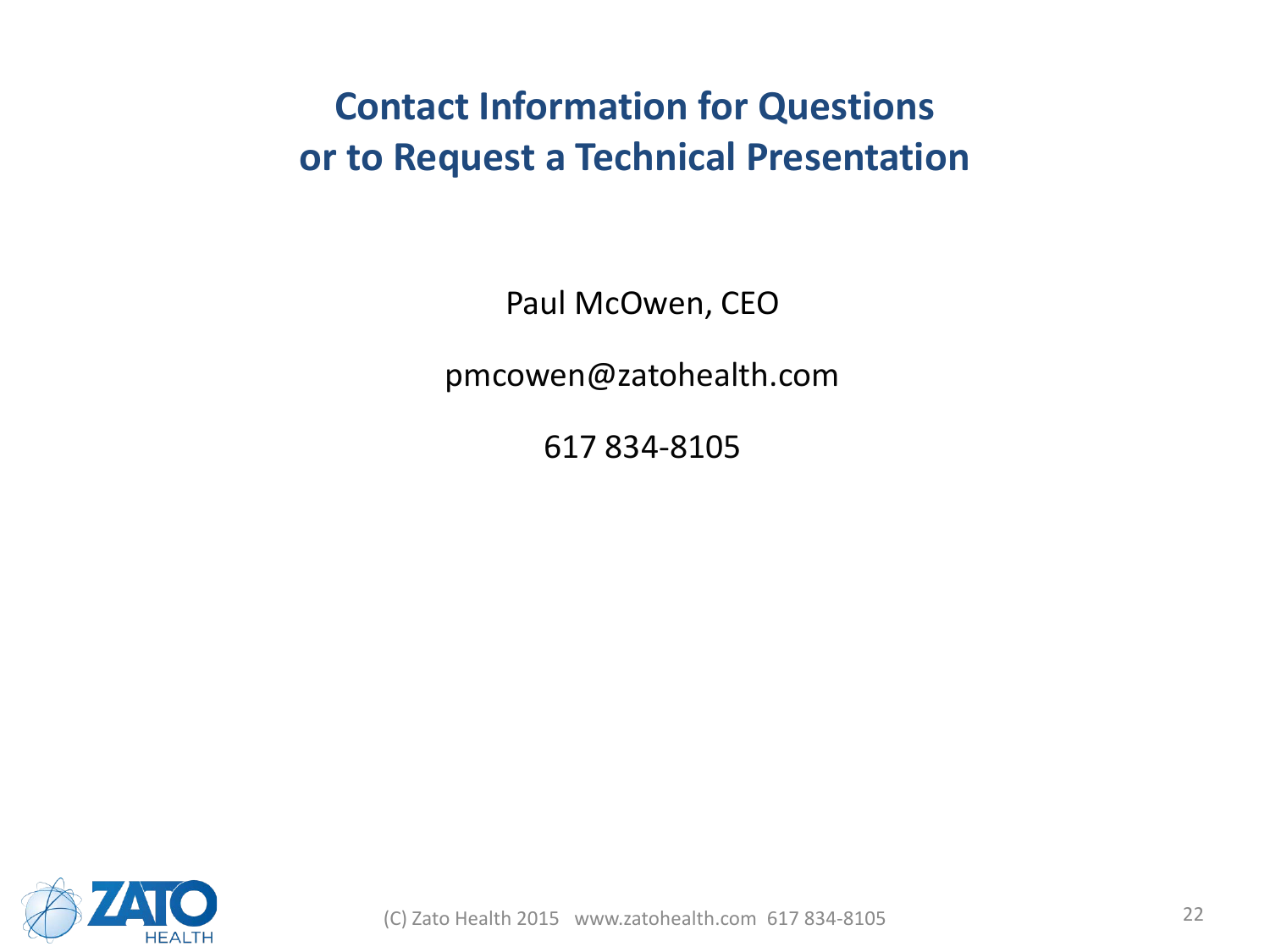# Contact Information for Questions or to Request a Technical Presentation

Paul McOwen, CEO

pmcowen@zatohealth.com

617 834-8105